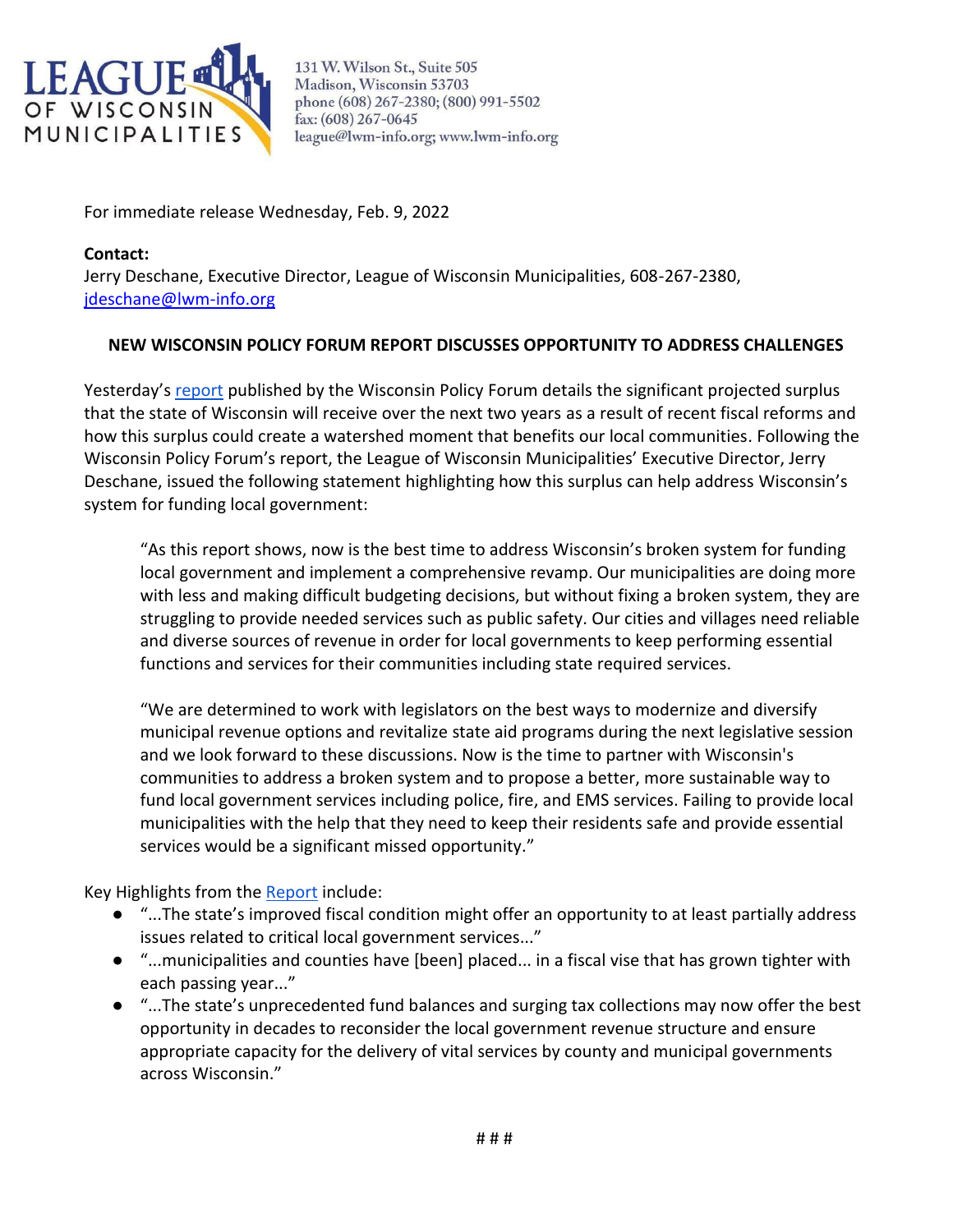LEAGUE OF WISCONSIN MUNICIPALITIES

131 W. Wilson St., Suite 505
Madison, Wisconsin 53703
phone (608) 267-2380; (800) 991-5502
fax: (608) 267-0645
league@lwm-info.org; www.lwm-info.org

For immediate release Wednesday, Feb. 9, 2022

**Contact:**
Jerry Deschane, Executive Director, League of Wisconsin Municipalities, 608-267-2380, jdeschane@lwm-info.org

**NEW WISCONSIN POLICY FORUM REPORT DISCUSSES OPPORTUNITY TO ADDRESS CHALLENGES**

Yesterday's report published by the Wisconsin Policy Forum details the significant projected surplus that the state of Wisconsin will receive over the next two years as a result of recent fiscal reforms and how this surplus could create a watershed moment that benefits our local communities. Following the Wisconsin Policy Forum's report, the League of Wisconsin Municipalities' Executive Director, Jerry Deschane, issued the following statement highlighting how this surplus can help address Wisconsin's system for funding local government:

> "As this report shows, now is the best time to address Wisconsin's broken system for funding local government and implement a comprehensive revamp. Our municipalities are doing more with less and making difficult budgeting decisions, but without fixing a broken system, they are struggling to provide needed services such as public safety. Our cities and villages need reliable and diverse sources of revenue in order for local governments to keep performing essential functions and services for their communities including state required services.
>
> "We are determined to work with legislators on the best ways to modernize and diversify municipal revenue options and revitalize state aid programs during the next legislative session and we look forward to these discussions. Now is the time to partner with Wisconsin's communities to address a broken system and to propose a better, more sustainable way to fund local government services including police, fire, and EMS services. Failing to provide local municipalities with the help that they need to keep their residents safe and provide essential services would be a significant missed opportunity."

Key Highlights from the Report include:

- "...The state's improved fiscal condition might offer an opportunity to at least partially address issues related to critical local government services..."
- "...municipalities and counties have [been] placed... in a fiscal vise that has grown tighter with each passing year..."
- "...The state's unprecedented fund balances and surging tax collections may now offer the best opportunity in decades to reconsider the local government revenue structure and ensure appropriate capacity for the delivery of vital services by county and municipal governments across Wisconsin."

# # #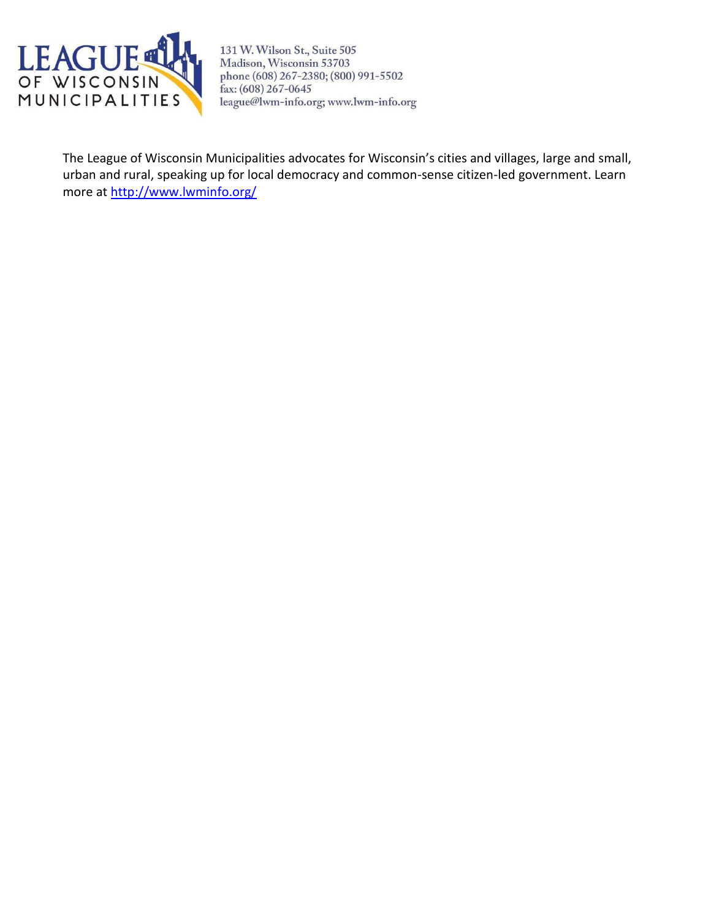LEAGUE OF WISCONSIN MUNICIPALITIES

131 W. Wilson St., Suite 505
Madison, Wisconsin 53703
phone (608) 267-2380; (800) 991-5502
fax: (608) 267-0645
league@lwm-info.org; www.lwm-info.org

The League of Wisconsin Municipalities advocates for Wisconsin's cities and villages, large and small, urban and rural, speaking up for local democracy and common-sense citizen-led government. Learn more at http://www.lwminfo.org/